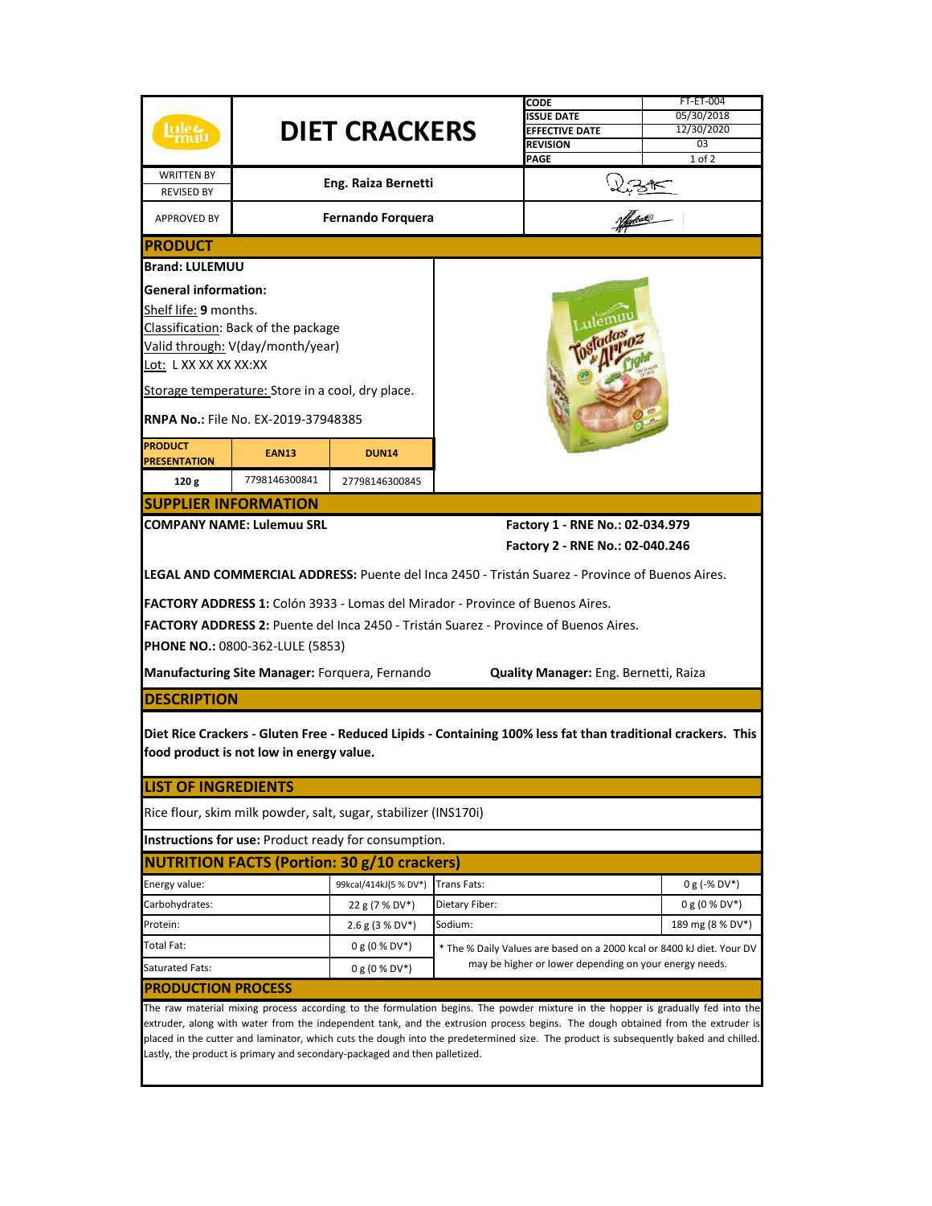# DIET CRACKERS

| | |
|---|---|
| CODE | FT-ET-004 |
| ISSUE DATE | 05/30/2018 |
| EFFECTIVE DATE | 12/30/2020 |
| REVISION | 03 |
| PAGE | 1 of 2 |

| | | |
|---|---|---|
| WRITTEN BY / REVISED BY | Eng. Raiza Bernetti | |
| APPROVED BY | Fernando Forquera | |

## PRODUCT

**Brand: LULEMUU**

**General information:**

Shelf life: **9** months.

Classification: Back of the package

Valid through: V(day/month/year)

Lot: L XX XX XX XX:XX

Storage temperature: Store in a cool, dry place.

**RNPA No.:** File No. EX-2019-37948385

| PRODUCT PRESENTATION | EAN13 | DUN14 |
|---|---|---|
| 120 g | 7798146300841 | 27798146300845 |

## SUPPLIER INFORMATION

**COMPANY NAME: Lulemuu SRL**

**Factory 1 - RNE No.: 02-034.979**

**Factory 2 - RNE No.: 02-040.246**

**LEGAL AND COMMERCIAL ADDRESS:** Puente del Inca 2450 - Tristán Suarez - Province of Buenos Aires.

**FACTORY ADDRESS 1:** Colón 3933 - Lomas del Mirador - Province of Buenos Aires.

**FACTORY ADDRESS 2:** Puente del Inca 2450 - Tristán Suarez - Province of Buenos Aires.

**PHONE NO.:** 0800-362-LULE (5853)

**Manufacturing Site Manager:** Forquera, Fernando

**Quality Manager:** Eng. Bernetti, Raiza

## DESCRIPTION

**Diet Rice Crackers - Gluten Free - Reduced Lipids - Containing 100% less fat than traditional crackers. This food product is not low in energy value.**

## LIST OF INGREDIENTS

Rice flour, skim milk powder, salt, sugar, stabilizer (INS170i)

**Instructions for use:** Product ready for consumption.

## NUTRITION FACTS (Portion: 30 g/10 crackers)

| | | | |
|---|---|---|---|
| Energy value: | 99kcal/414kJ(5 % DV*) | Trans Fats: | 0 g (-% DV*) |
| Carbohydrates: | 22 g (7 % DV*) | Dietary Fiber: | 0 g (0 % DV*) |
| Protein: | 2.6 g (3 % DV*) | Sodium: | 189 mg (8 % DV*) |
| Total Fat: | 0 g (0 % DV*) | * The % Daily Values are based on a 2000 kcal or 8400 kJ diet. Your DV may be higher or lower depending on your energy needs. | |
| Saturated Fats: | 0 g (0 % DV*) | | |

## PRODUCTION PROCESS

The raw material mixing process according to the formulation begins. The powder mixture in the hopper is gradually fed into the extruder, along with water from the independent tank, and the extrusion process begins. The dough obtained from the extruder is placed in the cutter and laminator, which cuts the dough into the predetermined size. The product is subsequently baked and chilled. Lastly, the product is primary and secondary-packaged and then palletized.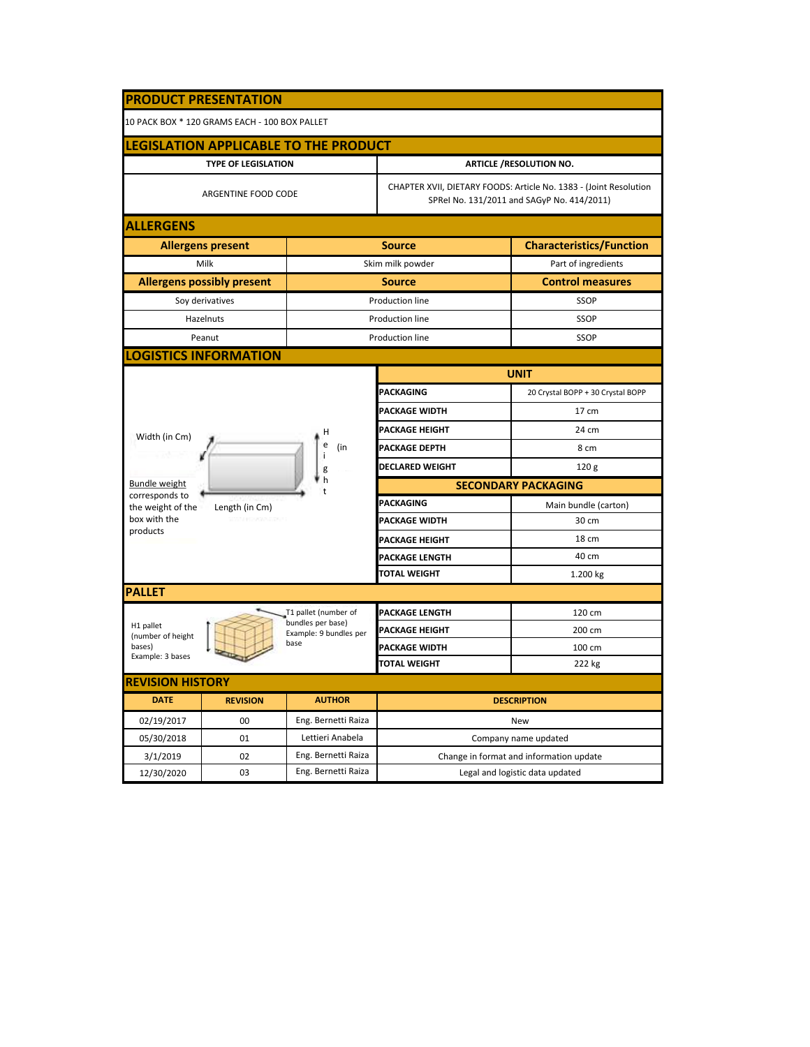## PRODUCT PRESENTATION

10 PACK BOX * 120 GRAMS EACH - 100 BOX PALLET

## LEGISLATION APPLICABLE TO THE PRODUCT

| TYPE OF LEGISLATION | ARTICLE /RESOLUTION NO. |
|---|---|
| ARGENTINE FOOD CODE | CHAPTER XVII, DIETARY FOODS: Article No. 1383 - (Joint Resolution SPRel No. 131/2011 and SAGyP No. 414/2011) |

## ALLERGENS

| Allergens present | Source | Characteristics/Function |
|---|---|---|
| Milk | Skim milk powder | Part of ingredients |
| **Allergens possibly present** | **Source** | **Control measures** |
| Soy derivatives | Production line | SSOP |
| Hazelnuts | Production line | SSOP |
| Peanut | Production line | SSOP |

## LOGISTICS INFORMATION

Width (in Cm)

Height (in

Length (in Cm)

Bundle weight corresponds to the weight of the box with the products

| UNIT | |
|---|---|
| PACKAGING | 20 Crystal BOPP + 30 Crystal BOPP |
| PACKAGE WIDTH | 17 cm |
| PACKAGE HEIGHT | 24 cm |
| PACKAGE DEPTH | 8 cm |
| DECLARED WEIGHT | 120 g |
| **SECONDARY PACKAGING** | |
| PACKAGING | Main bundle (carton) |
| PACKAGE WIDTH | 30 cm |
| PACKAGE HEIGHT | 18 cm |
| PACKAGE LENGTH | 40 cm |
| TOTAL WEIGHT | 1.200 kg |

## PALLET

H1 pallet (number of height bases) Example: 3 bases

T1 pallet (number of bundles per base) Example: 9 bundles per base

| | |
|---|---|
| PACKAGE LENGTH | 120 cm |
| PACKAGE HEIGHT | 200 cm |
| PACKAGE WIDTH | 100 cm |
| TOTAL WEIGHT | 222 kg |

## REVISION HISTORY

| DATE | REVISION | AUTHOR | DESCRIPTION |
|---|---|---|---|
| 02/19/2017 | 00 | Eng. Bernetti Raiza | New |
| 05/30/2018 | 01 | Lettieri Anabela | Company name updated |
| 3/1/2019 | 02 | Eng. Bernetti Raiza | Change in format and information update |
| 12/30/2020 | 03 | Eng. Bernetti Raiza | Legal and logistic data updated |